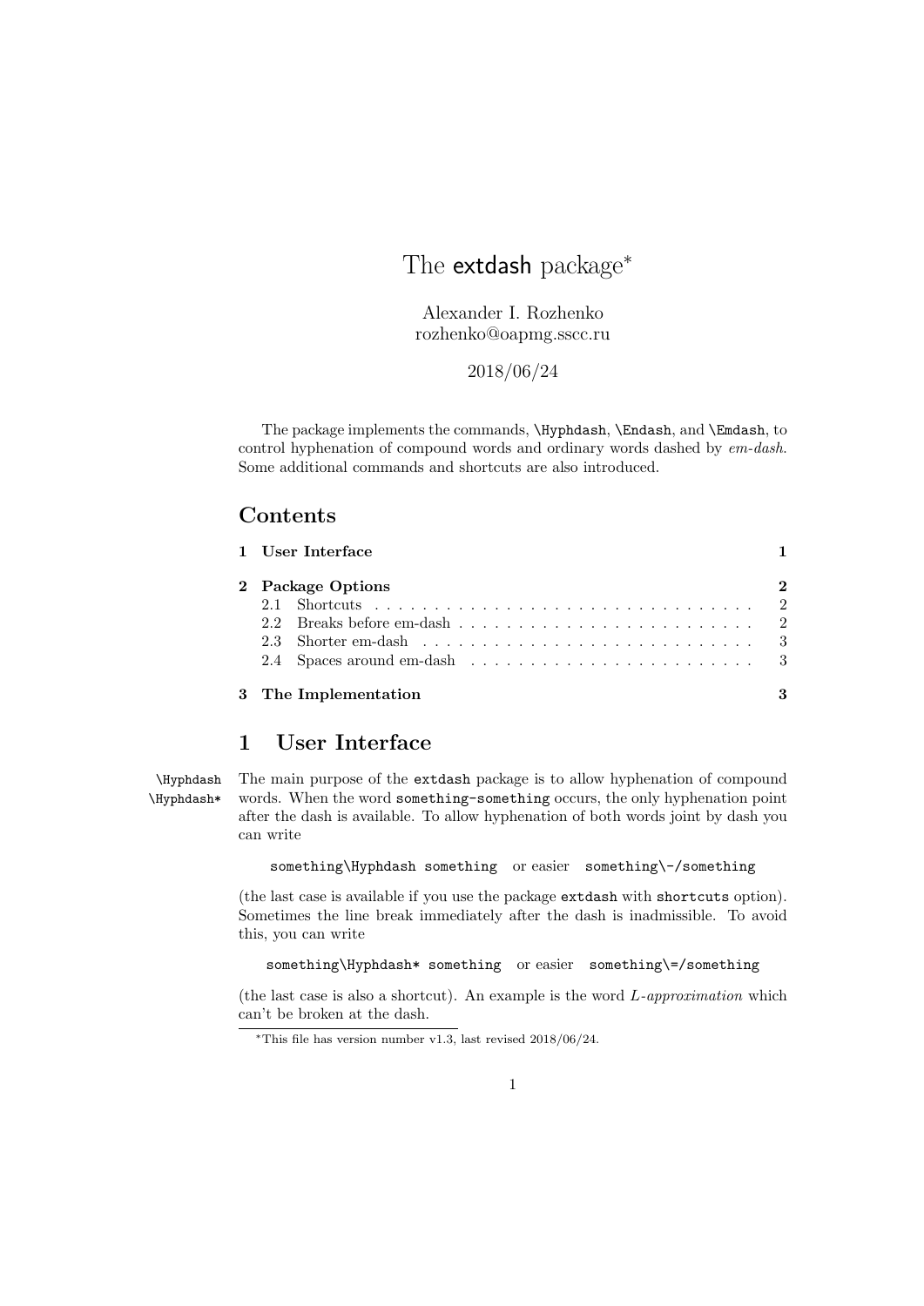# The extdash package[*]

Alexander I. Rozhenko
rozhenko@oapmg.sscc.ru

2018/06/24

The package implements the commands, `\Hyphdash`, `\Endash`, and `\Emdash`, to control hyphenation of compound words and ordinary words dashed by *em-dash*. Some additional commands and shortcuts are also introduced.

## Contents

| | |
|---|---|
| **1 User Interface** | **1** |
| **2 Package Options** | **2** |
| 2.1 Shortcuts | 2 |
| 2.2 Breaks before em-dash | 2 |
| 2.3 Shorter em-dash | 3 |
| 2.4 Spaces around em-dash | 3 |
| **3 The Implementation** | **3** |

## 1 User Interface

`\Hyphdash` `\Hyphdash*`

The main purpose of the `extdash` package is to allow hyphenation of compound words. When the word `something-something` occurs, the only hyphenation point after the dash is available. To allow hyphenation of both words joint by dash you can write

`something\Hyphdash something` or easier `something\-/something`

(the last case is available if you use the package `extdash` with `shortcuts` option). Sometimes the line break immediately after the dash is inadmissible. To avoid this, you can write

`something\Hyphdash* something` or easier `something\=/something`

(the last case is also a shortcut). An example is the word *L-approximation* which can't be broken at the dash.

[*] This file has version number v1.3, last revised 2018/06/24.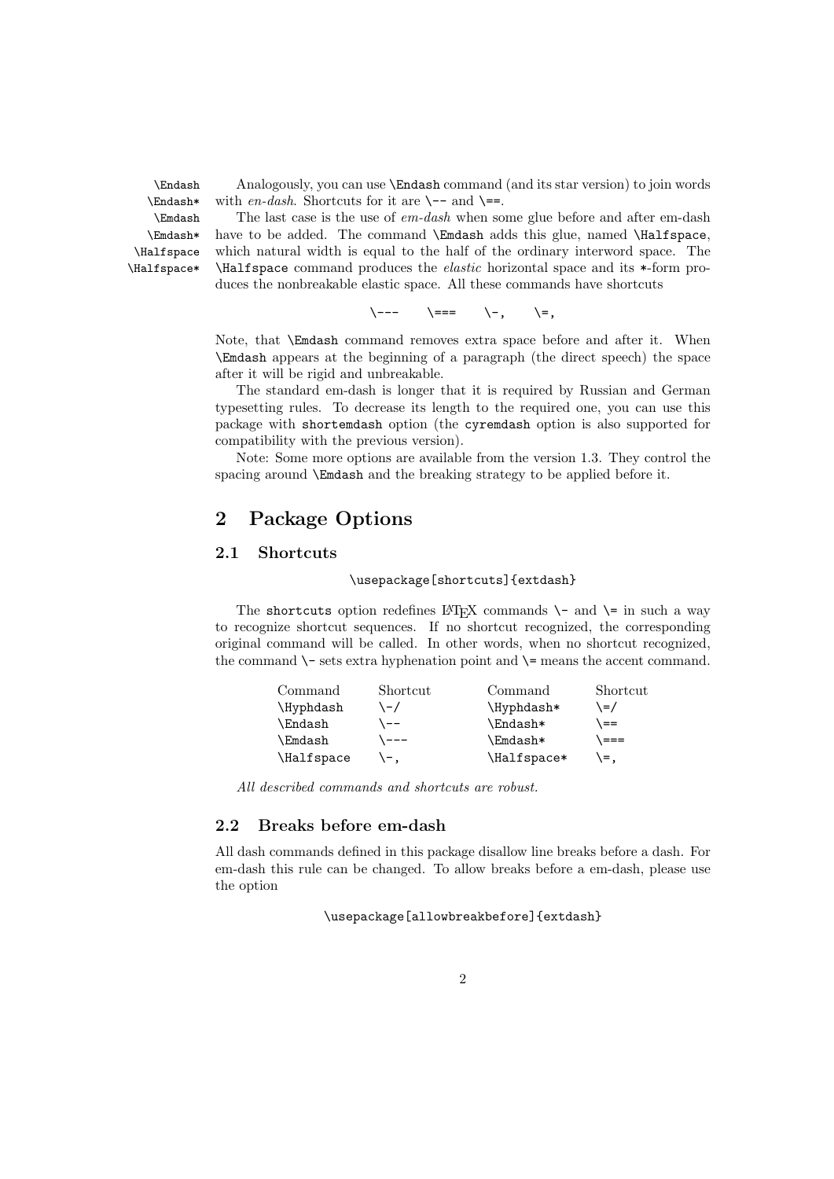\Endash \Endash* Analogously, you can use `\Endash` command (and its star version) to join words with *en-dash*. Shortcuts for it are `\--` and `\==`.

\Emdash \Emdash* \Halfspace \Halfspace* The last case is the use of *em-dash* when some glue before and after em-dash have to be added. The command `\Emdash` adds this glue, named `\Halfspace`, which natural width is equal to the half of the ordinary interword space. The `\Halfspace` command produces the *elastic* horizontal space and its `*`-form produces the nonbreakable elastic space. All these commands have shortcuts

`\---`     `\===`     `\-,`     `\=,`

Note, that `\Emdash` command removes extra space before and after it. When `\Emdash` appears at the beginning of a paragraph (the direct speech) the space after it will be rigid and unbreakable.

The standard em-dash is longer that it is required by Russian and German typesetting rules. To decrease its length to the required one, you can use this package with `shortemdash` option (the `cyremdash` option is also supported for compatibility with the previous version).

Note: Some more options are available from the version 1.3. They control the spacing around `\Emdash` and the breaking strategy to be applied before it.

# 2 Package Options

## 2.1 Shortcuts

```
\usepackage[shortcuts]{extdash}
```

The `shortcuts` option redefines LaTeX commands `\-` and `\=` in such a way to recognize shortcut sequences. If no shortcut recognized, the corresponding original command will be called. In other words, when no shortcut recognized, the command `\-` sets extra hyphenation point and `\=` means the accent command.

| Command | Shortcut | Command | Shortcut |
|---|---|---|---|
| `\Hyphdash` | `\-/` | `\Hyphdash*` | `\=/` |
| `\Endash` | `\--` | `\Endash*` | `\==` |
| `\Emdash` | `\---` | `\Emdash*` | `\===` |
| `\Halfspace` | `\-,` | `\Halfspace*` | `\=,` |

*All described commands and shortcuts are robust.*

## 2.2 Breaks before em-dash

All dash commands defined in this package disallow line breaks before a dash. For em-dash this rule can be changed. To allow breaks before a em-dash, please use the option

```
\usepackage[allowbreakbefore]{extdash}
```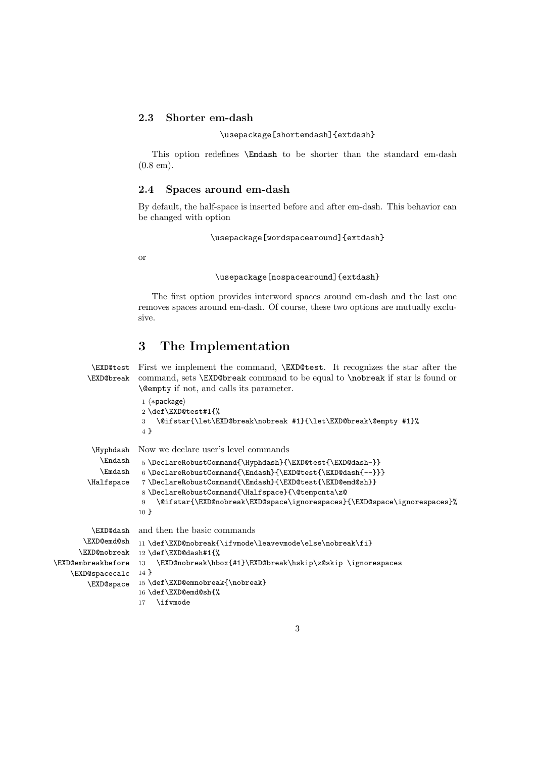### 2.3 Shorter em-dash

```
\usepackage[shortemdash]{extdash}
```

This option redefines `\Emdash` to be shorter than the standard em-dash (0.8 em).

### 2.4 Spaces around em-dash

By default, the half-space is inserted before and after em-dash. This behavior can be changed with option

```
\usepackage[wordspacearound]{extdash}
```

or

```
\usepackage[nospacearound]{extdash}
```

The first option provides interword spaces around em-dash and the last one removes spaces around em-dash. Of course, these two options are mutually exclusive.

## 3 The Implementation

`\EXD@test` `\EXD@break`

First we implement the command, `\EXD@test`. It recognizes the star after the command, sets `\EXD@break` command to be equal to `\nobreak` if star is found or `\@empty` if not, and calls its parameter.

```
1 ⟨*package⟩
2 \def\EXD@test#1{%
3   \@ifstar{\let\EXD@break\nobreak #1}{\let\EXD@break\@empty #1}%
4 }
```

`\Hyphdash` `\Endash` `\Emdash` `\Halfspace`

Now we declare user's level commands

```
5 \DeclareRobustCommand{\Hyphdash}{\EXD@test{\EXD@dash-}}
6 \DeclareRobustCommand{\Endash}{\EXD@test{\EXD@dash{--}}}
7 \DeclareRobustCommand{\Emdash}{\EXD@test{\EXD@emd@sh}}
8 \DeclareRobustCommand{\Halfspace}{\@tempcnta\z@
9   \@ifstar{\EXD@nobreak\EXD@space\ignorespaces}{\EXD@space\ignorespaces}%
10 }
```

`\EXD@dash` `\EXD@emd@sh` `\EXD@nobreak` `\EXD@embreakbefore` `\EXD@spacecalc` `\EXD@space`

and then the basic commands

```
11 \def\EXD@nobreak{\ifvmode\leavevmode\else\nobreak\fi}
12 \def\EXD@dash#1{%
13   \EXD@nobreak\hbox{#1}\EXD@break\hskip\z@skip \ignorespaces
14 }
15 \def\EXD@emnobreak{\nobreak}
16 \def\EXD@emd@sh{%
17   \ifvmode
```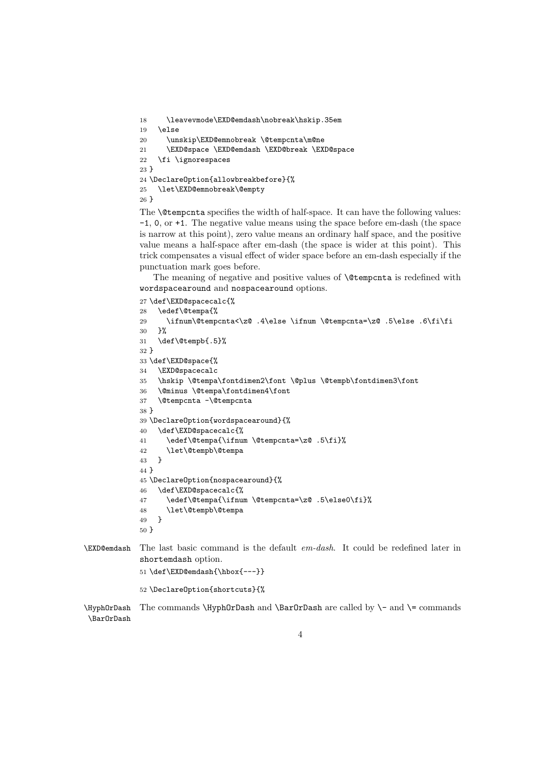```
18     \leavevmode\EXD@emdash\nobreak\hskip.35em
19   \else
20     \unskip\EXD@emnobreak \@tempcnta\m@ne
21     \EXD@space \EXD@emdash \EXD@break \EXD@space
22   \fi \ignorespaces
23 }
24 \DeclareOption{allowbreakbefore}{%
25   \let\EXD@emnobreak\@empty
26 }
```

The `\@tempcnta` specifies the width of half-space. It can have the following values: `-1`, `0`, or `+1`. The negative value means using the space before em-dash (the space is narrow at this point), zero value means an ordinary half space, and the positive value means a half-space after em-dash (the space is wider at this point). This trick compensates a visual effect of wider space before an em-dash especially if the punctuation mark goes before.

The meaning of negative and positive values of `\@tempcnta` is redefined with `wordspacearound` and `nospacearound` options.

```
27 \def\EXD@spacecalc{%
28   \edef\@tempa{%
29     \ifnum\@tempcnta<\z@ .4\else \ifnum \@tempcnta=\z@ .5\else .6\fi\fi
30   }%
31   \def\@tempb{.5}%
32 }
33 \def\EXD@space{%
34   \EXD@spacecalc
35   \hskip \@tempa\fontdimen2\font \@plus \@tempb\fontdimen3\font
36   \@minus \@tempa\fontdimen4\font
37   \@tempcnta -\@tempcnta
38 }
39 \DeclareOption{wordspacearound}{%
40   \def\EXD@spacecalc{%
41     \edef\@tempa{\ifnum \@tempcnta=\z@ .5\fi}%
42     \let\@tempb\@tempa
43   }
44 }
45 \DeclareOption{nospacearound}{%
46   \def\EXD@spacecalc{%
47     \edef\@tempa{\ifnum \@tempcnta=\z@ .5\else0\fi}%
48     \let\@tempb\@tempa
49   }
50 }
```

`\EXD@emdash` The last basic command is the default *em-dash*. It could be redefined later in `shortemdash` option.

```
51 \def\EXD@emdash{\hbox{---}}
```

```
52 \DeclareOption{shortcuts}{%
```

`\HyphOrDash` `\BarOrDash` The commands `\HyphOrDash` and `\BarOrDash` are called by `\-` and `\=` commands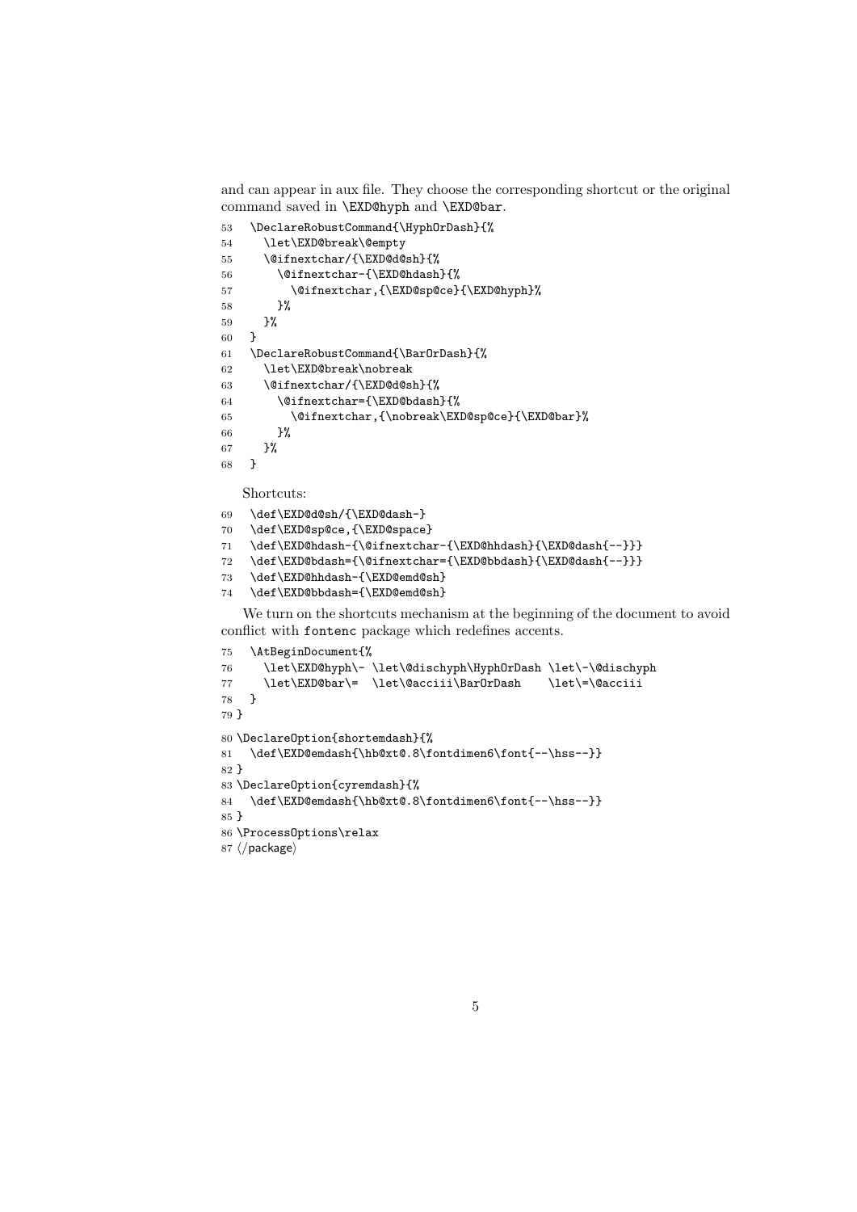and can appear in aux file. They choose the corresponding shortcut or the original command saved in `\EXD@hyph` and `\EXD@bar`.

```
53   \DeclareRobustCommand{\HyphOrDash}{%
54     \let\EXD@break\@empty
55     \@ifnextchar/{\EXD@d@sh}{%
56       \@ifnextchar-{\EXD@hdash}{%
57         \@ifnextchar,{\EXD@sp@ce}{\EXD@hyph}%
58       }%
59     }%
60   }
61   \DeclareRobustCommand{\BarOrDash}{%
62     \let\EXD@break\nobreak
63     \@ifnextchar/{\EXD@d@sh}{%
64       \@ifnextchar={\EXD@bdash}{%
65         \@ifnextchar,{\nobreak\EXD@sp@ce}{\EXD@bar}%
66       }%
67     }%
68   }
```

Shortcuts:

```
69   \def\EXD@d@sh/{\EXD@dash-}
70   \def\EXD@sp@ce,{\EXD@space}
71   \def\EXD@hdash-{\@ifnextchar-{\EXD@hhdash}{\EXD@dash{--}}}
72   \def\EXD@bdash={\@ifnextchar={\EXD@bbdash}{\EXD@dash{--}}}
73   \def\EXD@hhdash-{\EXD@emd@sh}
74   \def\EXD@bbdash={\EXD@emd@sh}
```

We turn on the shortcuts mechanism at the beginning of the document to avoid conflict with `fontenc` package which redefines accents.

```
75   \AtBeginDocument{%
76     \let\EXD@hyph\- \let\@dischyph\HyphOrDash \let\-\@dischyph
77     \let\EXD@bar\=  \let\@acciii\BarOrDash    \let\=\@acciii
78   }
79 }
80 \DeclareOption{shortemdash}{%
81   \def\EXD@emdash{\hb@xt@.8\fontdimen6\font{--\hss--}}
82 }
83 \DeclareOption{cyremdash}{%
84   \def\EXD@emdash{\hb@xt@.8\fontdimen6\font{--\hss--}}
85 }
86 \ProcessOptions\relax
87 ⟨/package⟩
```